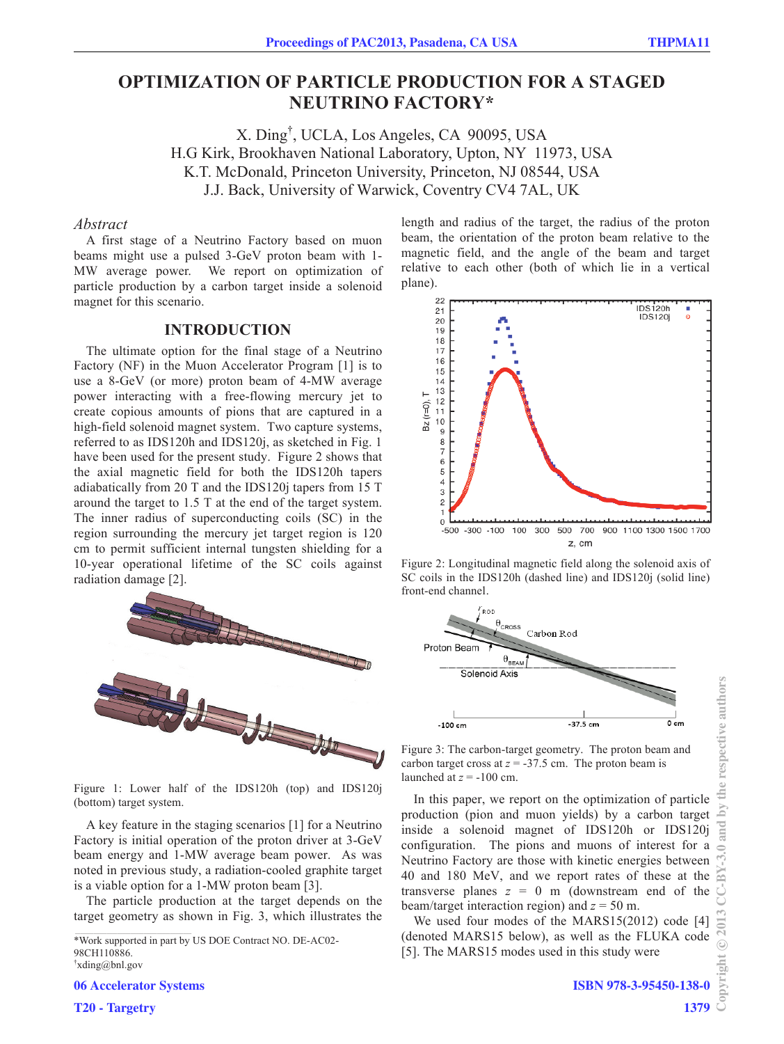# OPTIMIZATION OF PARTICLE PRODUCTION FOR A STAGED NEUTRINO FACTORY*

X. Ding[†], UCLA, Los Angeles, CA 90095, USA
H.G Kirk, Brookhaven National Laboratory, Upton, NY 11973, USA
K.T. McDonald, Princeton University, Princeton, NJ 08544, USA
J.J. Back, University of Warwick, Coventry CV4 7AL, UK

## Abstract

A first stage of a Neutrino Factory based on muon beams might use a pulsed 3-GeV proton beam with 1-MW average power. We report on optimization of particle production by a carbon target inside a solenoid magnet for this scenario.

## INTRODUCTION

The ultimate option for the final stage of a Neutrino Factory (NF) in the Muon Accelerator Program [1] is to use a 8-GeV (or more) proton beam of 4-MW average power interacting with a free-flowing mercury jet to create copious amounts of pions that are captured in a high-field solenoid magnet system. Two capture systems, referred to as IDS120h and IDS120j, as sketched in Fig. 1 have been used for the present study. Figure 2 shows that the axial magnetic field for both the IDS120h tapers adiabatically from 20 T and the IDS120j tapers from 15 T around the target to 1.5 T at the end of the target system. The inner radius of superconducting coils (SC) in the region surrounding the mercury jet target region is 120 cm to permit sufficient internal tungsten shielding for a 10-year operational lifetime of the SC coils against radiation damage [2].

Figure 1: Lower half of the IDS120h (top) and IDS120j (bottom) target system.

A key feature in the staging scenarios [1] for a Neutrino Factory is initial operation of the proton driver at 3-GeV beam energy and 1-MW average beam power. As was noted in previous study, a radiation-cooled graphite target is a viable option for a 1-MW proton beam [3].

The particle production at the target depends on the target geometry as shown in Fig. 3, which illustrates the length and radius of the target, the radius of the proton beam, the orientation of the proton beam relative to the magnetic field, and the angle of the beam and target relative to each other (both of which lie in a vertical plane).

IDS120h
IDS120j
Bz (r=0), T
z, cm

Figure 2: Longitudinal magnetic field along the solenoid axis of SC coils in the IDS120h (dashed line) and IDS120j (solid line) front-end channel.

$r_{ROD}$
$\theta_{CROSS}$
Carbon Rod
Proton Beam
$\theta_{BEAM}$
Solenoid Axis
-100 cm
-37.5 cm
0 cm

Figure 3: The carbon-target geometry. The proton beam and carbon target cross at $z$ = -37.5 cm. The proton beam is launched at $z$ = -100 cm.

In this paper, we report on the optimization of particle production (pion and muon yields) by a carbon target inside a solenoid magnet of IDS120h or IDS120j configuration. The pions and muons of interest for a Neutrino Factory are those with kinetic energies between 40 and 180 MeV, and we report rates of these at the transverse planes $z$ = 0 m (downstream end of the beam/target interaction region) and $z$ = 50 m.

We used four modes of the MARS15(2012) code [4] (denoted MARS15 below), as well as the FLUKA code [5]. The MARS15 modes used in this study were

*Work supported in part by US DOE Contract NO. DE-AC02-98CH110886.
[†]xding@bnl.gov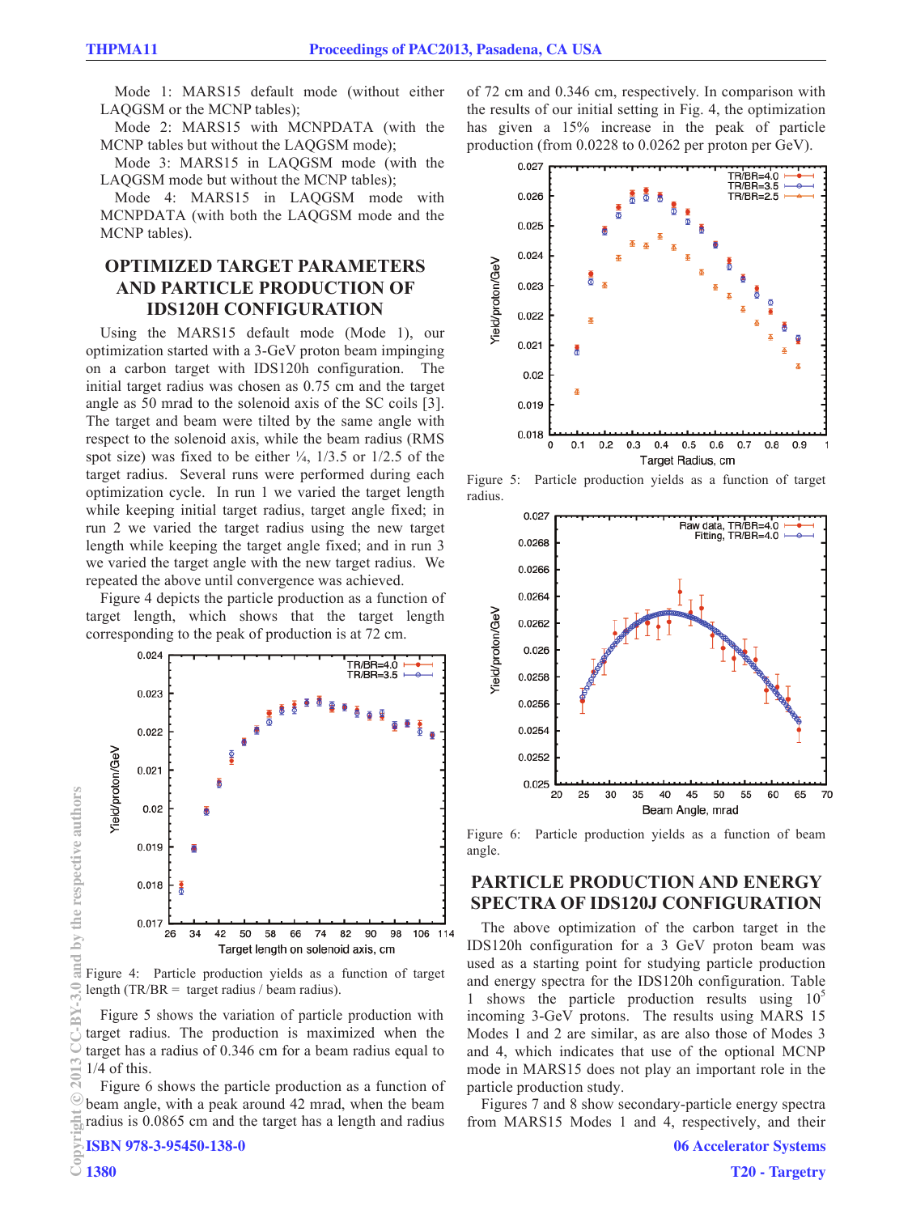Mode 1: MARS15 default mode (without either LAQGSM or the MCNP tables);

Mode 2: MARS15 with MCNPDATA (with the MCNP tables but without the LAQGSM mode);

Mode 3: MARS15 in LAQGSM mode (with the LAQGSM mode but without the MCNP tables);

Mode 4: MARS15 in LAQGSM mode with MCNPDATA (with both the LAQGSM mode and the MCNP tables).

## OPTIMIZED TARGET PARAMETERS AND PARTICLE PRODUCTION OF IDS120H CONFIGURATION

Using the MARS15 default mode (Mode 1), our optimization started with a 3-GeV proton beam impinging on a carbon target with IDS120h configuration. The initial target radius was chosen as 0.75 cm and the target angle as 50 mrad to the solenoid axis of the SC coils [3]. The target and beam were tilted by the same angle with respect to the solenoid axis, while the beam radius (RMS spot size) was fixed to be either ¼, 1/3.5 or 1/2.5 of the target radius. Several runs were performed during each optimization cycle. In run 1 we varied the target length while keeping initial target radius, target angle fixed; in run 2 we varied the target radius using the new target length while keeping the target angle fixed; and in run 3 we varied the target angle with the new target radius. We repeated the above until convergence was achieved.

Figure 4 depicts the particle production as a function of target length, which shows that the target length corresponding to the peak of production is at 72 cm.

0.024
0.023
0.022
0.021
0.02
0.019
0.018
0.017
TR/BR=4.0
TR/BR=3.5
Yield/proton/GeV
26 34 42 50 58 66 74 82 90 98 106 114
Target length on solenoid axis, cm

Figure 4: Particle production yields as a function of target length (TR/BR = target radius / beam radius).

Figure 5 shows the variation of particle production with target radius. The production is maximized when the target has a radius of 0.346 cm for a beam radius equal to 1/4 of this.

Figure 6 shows the particle production as a function of beam angle, with a peak around 42 mrad, when the beam radius is 0.0865 cm and the target has a length and radius of 72 cm and 0.346 cm, respectively. In comparison with the results of our initial setting in Fig. 4, the optimization has given a 15% increase in the peak of particle production (from 0.0228 to 0.0262 per proton per GeV).

0.027
0.026
0.025
0.024
0.023
0.022
0.021
0.02
0.019
0.018
TR/BR=4.0
TR/BR=3.5
TR/BR=2.5
Yield/proton/GeV
0 0.1 0.2 0.3 0.4 0.5 0.6 0.7 0.8 0.9 1
Target Radius, cm

Figure 5: Particle production yields as a function of target radius.

0.027
0.0268
0.0266
0.0264
0.0262
0.026
0.0258
0.0256
0.0254
0.0252
0.025
Raw data, TR/BR=4.0
Fitting, TR/BR=4.0
Yield/proton/GeV
20 25 30 35 40 45 50 55 60 65 70
Beam Angle, mrad

Figure 6: Particle production yields as a function of beam angle.

## PARTICLE PRODUCTION AND ENERGY SPECTRA OF IDS120J CONFIGURATION

The above optimization of the carbon target in the IDS120h configuration for a 3 GeV proton beam was used as a starting point for studying particle production and energy spectra for the IDS120h configuration. Table 1 shows the particle production results using $10^5$ incoming 3-GeV protons. The results using MARS 15 Modes 1 and 2 are similar, as are also those of Modes 3 and 4, which indicates that use of the optional MCNP mode in MARS15 does not play an important role in the particle production study.

Figures 7 and 8 show secondary-particle energy spectra from MARS15 Modes 1 and 4, respectively, and their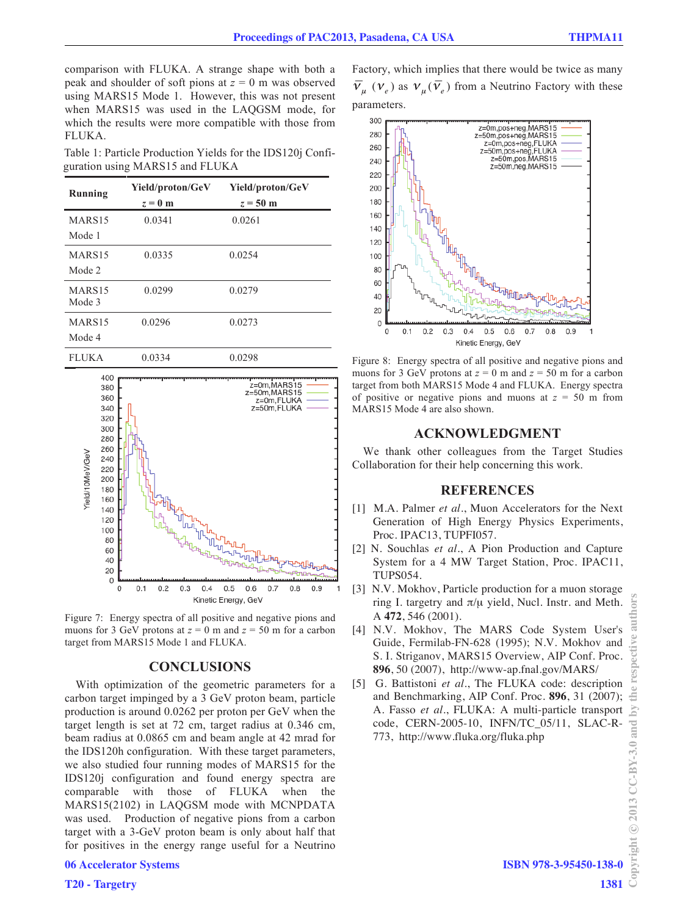comparison with FLUKA. A strange shape with both a peak and shoulder of soft pions at $z = 0$ m was observed using MARS15 Mode 1. However, this was not present when MARS15 was used in the LAQGSM mode, for which the results were more compatible with those from FLUKA.

Table 1: Particle Production Yields for the IDS120j Configuration using MARS15 and FLUKA

| Running | Yield/proton/GeV $z = 0$ m | Yield/proton/GeV $z = 50$ m |
|---|---|---|
| MARS15 Mode 1 | 0.0341 | 0.0261 |
| MARS15 Mode 2 | 0.0335 | 0.0254 |
| MARS15 Mode 3 | 0.0299 | 0.0279 |
| MARS15 Mode 4 | 0.0296 | 0.0273 |
| FLUKA | 0.0334 | 0.0298 |

z=0m,MARS15
z=50m,MARS15
z=0m,FLUKA
z=50m,FLUKA
Yield/10MeV/GeV
Kinetic Energy, GeV

Figure 7: Energy spectra of all positive and negative pions and muons for 3 GeV protons at $z = 0$ m and $z = 50$ m for a carbon target from MARS15 Mode 1 and FLUKA.

## CONCLUSIONS

With optimization of the geometric parameters for a carbon target impinged by a 3 GeV proton beam, particle production is around 0.0262 per proton per GeV when the target length is set at 72 cm, target radius at 0.346 cm, beam radius at 0.0865 cm and beam angle at 42 mrad for the IDS120h configuration. With these target parameters, we also studied four running modes of MARS15 for the IDS120j configuration and found energy spectra are comparable with those of FLUKA when the MARS15(2102) in LAQGSM mode with MCNPDATA was used. Production of negative pions from a carbon target with a 3-GeV proton beam is only about half that for positives in the energy range useful for a Neutrino Factory, which implies that there would be twice as many $\bar{\nu}_\mu$ ($\nu_e$) as $\nu_\mu$($\bar{\nu}_e$) from a Neutrino Factory with these parameters.

z=0m,pos+neg,MARS15
z=50m,pos+neg,MARS15
z=0m,pos+neg,FLUKA
z=50m,pos+neg,FLUKA
z=50m,pos,MARS15
z=50m,neg,MARS15
Kinetic Energy, GeV

Figure 8: Energy spectra of all positive and negative pions and muons for 3 GeV protons at $z = 0$ m and $z = 50$ m for a carbon target from both MARS15 Mode 4 and FLUKA. Energy spectra of positive or negative pions and muons at $z = 50$ m from MARS15 Mode 4 are also shown.

## ACKNOWLEDGMENT

We thank other colleagues from the Target Studies Collaboration for their help concerning this work.

## REFERENCES

[1] M.A. Palmer *et al.*, Muon Accelerators for the Next Generation of High Energy Physics Experiments, Proc. IPAC13, TUPFI057.

[2] N. Souchlas *et al.*, A Pion Production and Capture System for a 4 MW Target Station, Proc. IPAC11, TUPS054.

[3] N.V. Mokhov, Particle production for a muon storage ring I. targetry and $\pi/\mu$ yield, Nucl. Instr. and Meth. A **472**, 546 (2001).

[4] N.V. Mokhov, The MARS Code System User's Guide, Fermilab-FN-628 (1995); N.V. Mokhov and S. I. Striganov, MARS15 Overview, AIP Conf. Proc. **896**, 50 (2007), http://www-ap.fnal.gov/MARS/

[5] G. Battistoni *et al.*, The FLUKA code: description and Benchmarking, AIP Conf. Proc. **896**, 31 (2007); A. Fasso *et al.*, FLUKA: A multi-particle transport code, CERN-2005-10, INFN/TC_05/11, SLAC-R-773, http://www.fluka.org/fluka.php